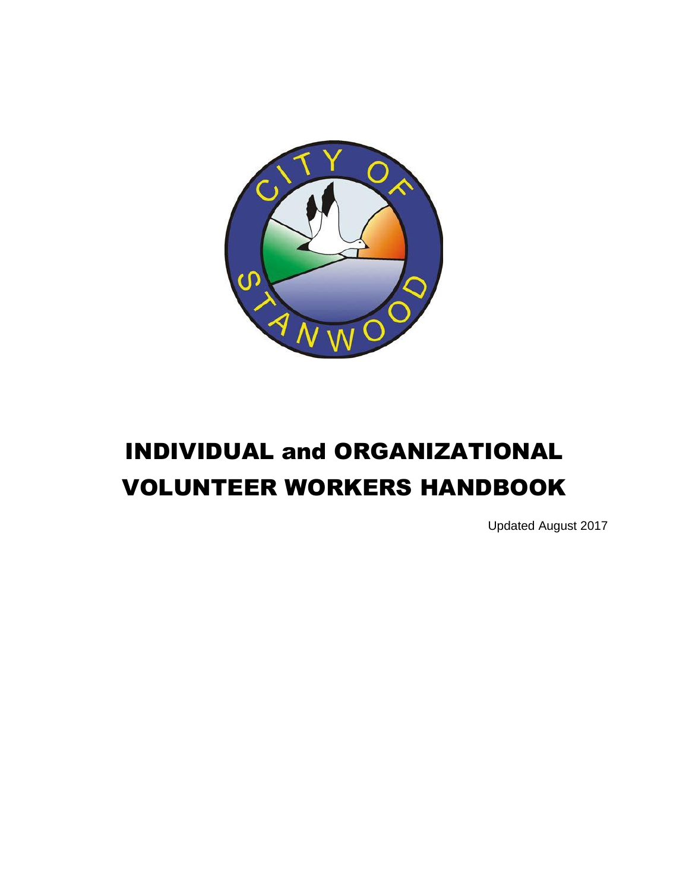# INDIVIDUAL and ORGANIZATIONAL VOLUNTEER WORKERS HANDBOOK

Updated August 2017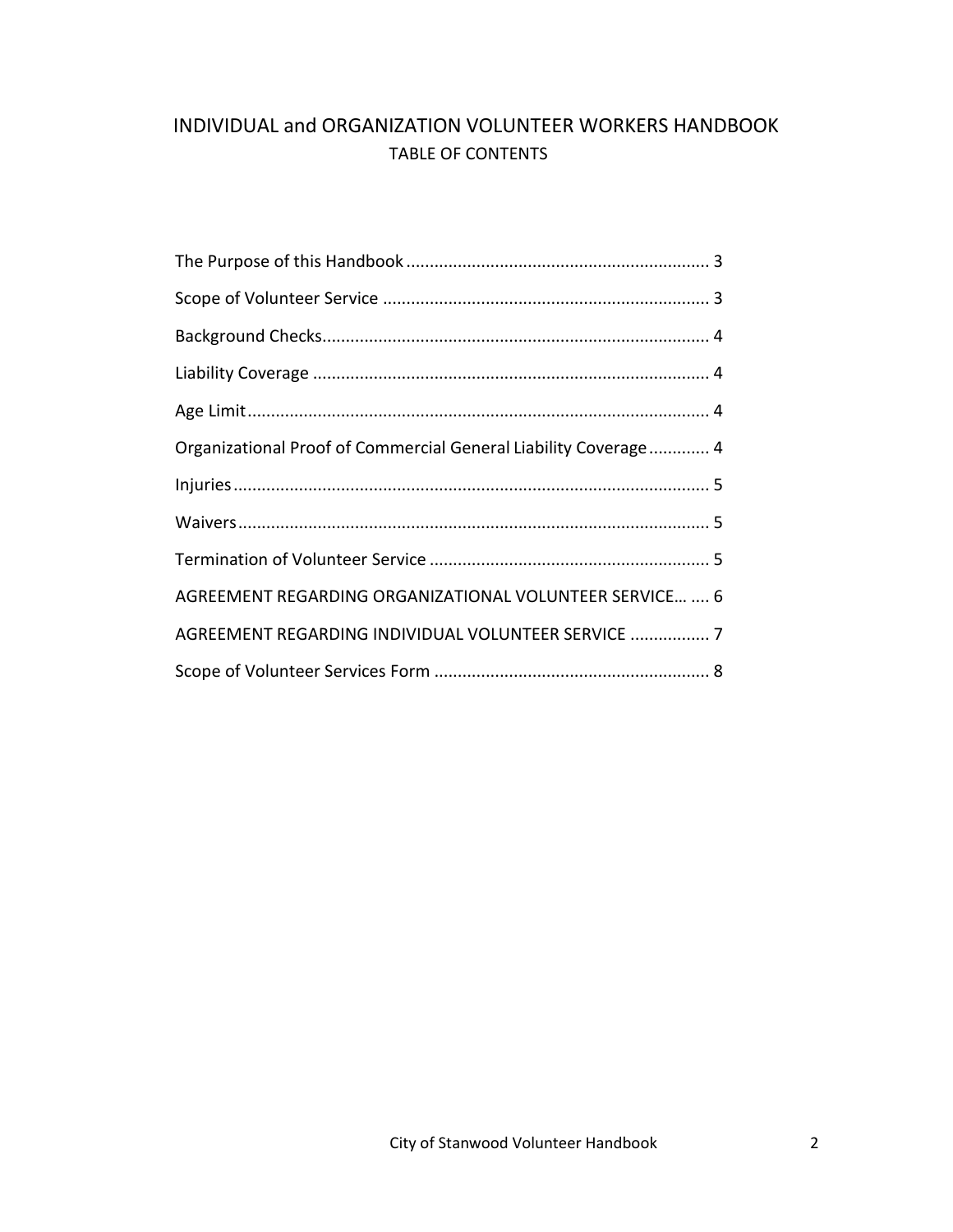# INDIVIDUAL and ORGANIZATION VOLUNTEER WORKERS HANDBOOK

## TABLE OF CONTENTS

The Purpose of this Handbook ........................................................................ 3

Scope of Volunteer Service ............................................................................ 3

Background Checks........................................................................................ 4

Liability Coverage .......................................................................................... 4

Age Limit........................................................................................................ 4

Organizational Proof of Commercial General Liability Coverage............. 4

Injuries........................................................................................................... 5

Waivers........................................................................................................... 5

Termination of Volunteer Service .................................................................. 5

AGREEMENT REGARDING ORGANIZATIONAL VOLUNTEER SERVICE… .... 6

AGREEMENT REGARDING INDIVIDUAL VOLUNTEER SERVICE ................. 7

Scope of Volunteer Services Form ................................................................. 8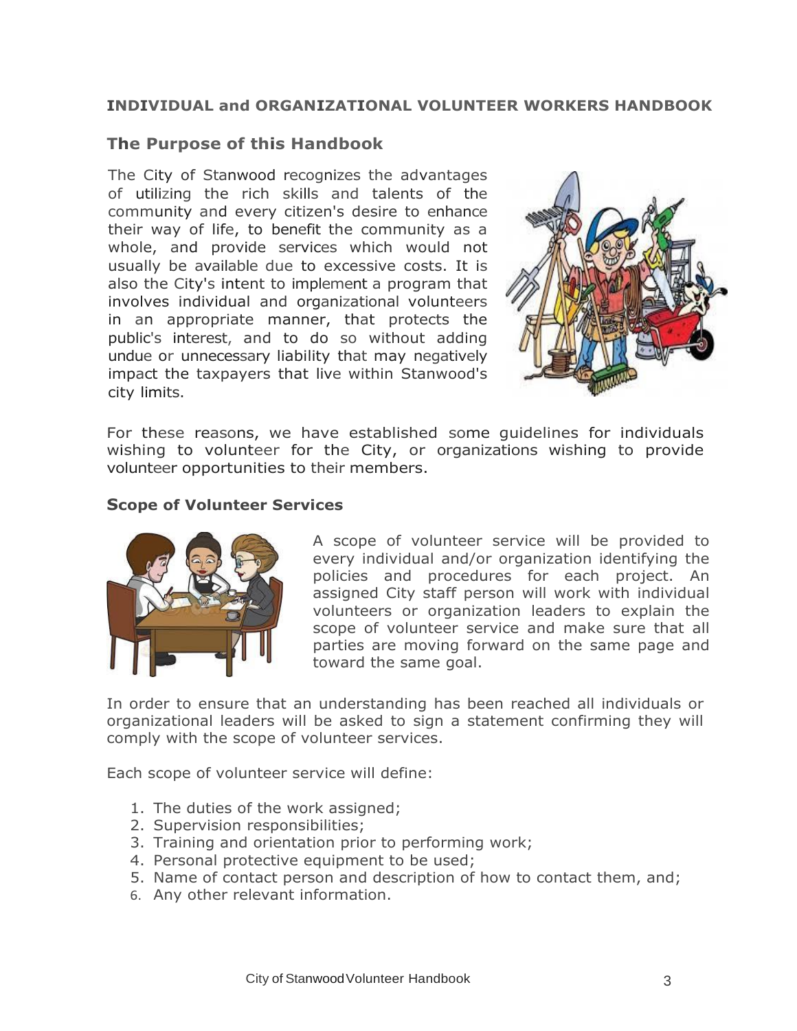**INDIVIDUAL and ORGANIZATIONAL VOLUNTEER WORKERS HANDBOOK**

## The Purpose of this Handbook

The City of Stanwood recognizes the advantages of utilizing the rich skills and talents of the community and every citizen's desire to enhance their way of life, to benefit the community as a whole, and provide services which would not usually be available due to excessive costs. It is also the City's intent to implement a program that involves individual and organizational volunteers in an appropriate manner, that protects the public's interest, and to do so without adding undue or unnecessary liability that may negatively impact the taxpayers that live within Stanwood's city limits.

For these reasons, we have established some guidelines for individuals wishing to volunteer for the City, or organizations wishing to provide volunteer opportunities to their members.

### Scope of Volunteer Services

A scope of volunteer service will be provided to every individual and/or organization identifying the policies and procedures for each project. An assigned City staff person will work with individual volunteers or organization leaders to explain the scope of volunteer service and make sure that all parties are moving forward on the same page and toward the same goal.

In order to ensure that an understanding has been reached all individuals or organizational leaders will be asked to sign a statement confirming they will comply with the scope of volunteer services.

Each scope of volunteer service will define:

1. The duties of the work assigned;
2. Supervision responsibilities;
3. Training and orientation prior to performing work;
4. Personal protective equipment to be used;
5. Name of contact person and description of how to contact them, and;
6. Any other relevant information.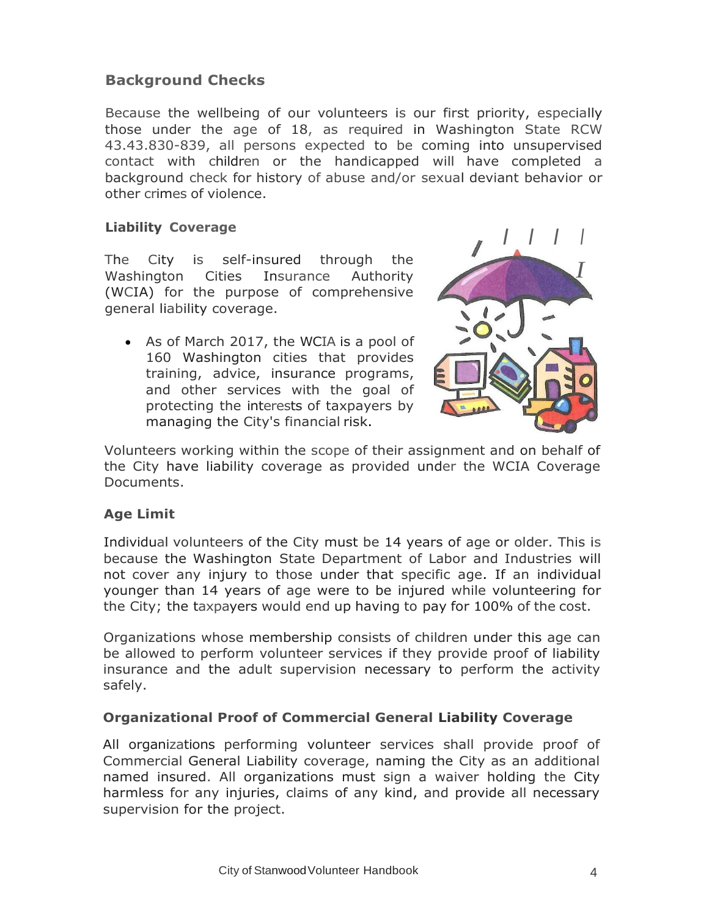## Background Checks

Because the wellbeing of our volunteers is our first priority, especially those under the age of 18, as required in Washington State RCW 43.43.830-839, all persons expected to be coming into unsupervised contact with children or the handicapped will have completed a background check for history of abuse and/or sexual deviant behavior or other crimes of violence.

### Liability Coverage

The City is self-insured through the Washington Cities Insurance Authority (WCIA) for the purpose of comprehensive general liability coverage.

- As of March 2017, the WCIA is a pool of 160 Washington cities that provides training, advice, insurance programs, and other services with the goal of protecting the interests of taxpayers by managing the City's financial risk.

Volunteers working within the scope of their assignment and on behalf of the City have liability coverage as provided under the WCIA Coverage Documents.

### Age Limit

Individual volunteers of the City must be 14 years of age or older. This is because the Washington State Department of Labor and Industries will not cover any injury to those under that specific age. If an individual younger than 14 years of age were to be injured while volunteering for the City; the taxpayers would end up having to pay for 100% of the cost.

Organizations whose membership consists of children under this age can be allowed to perform volunteer services if they provide proof of liability insurance and the adult supervision necessary to perform the activity safely.

### Organizational Proof of Commercial General Liability Coverage

All organizations performing volunteer services shall provide proof of Commercial General Liability coverage, naming the City as an additional named insured. All organizations must sign a waiver holding the City harmless for any injuries, claims of any kind, and provide all necessary supervision for the project.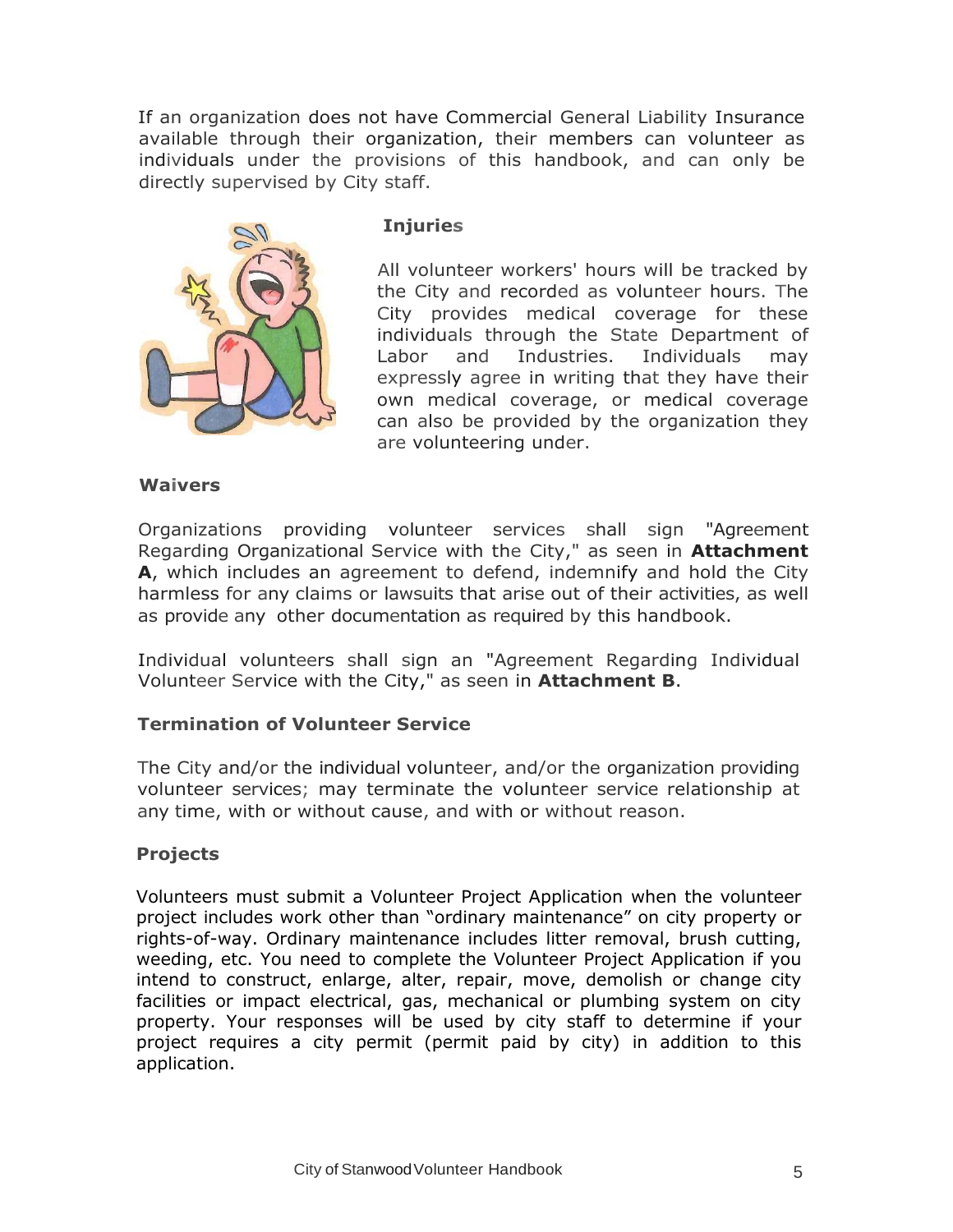If an organization does not have Commercial General Liability Insurance available through their organization, their members can volunteer as individuals under the provisions of this handbook, and can only be directly supervised by City staff.

### Injuries

All volunteer workers' hours will be tracked by the City and recorded as volunteer hours. The City provides medical coverage for these individuals through the State Department of Labor and Industries. Individuals may expressly agree in writing that they have their own medical coverage, or medical coverage can also be provided by the organization they are volunteering under.

### Waivers

Organizations providing volunteer services shall sign "Agreement Regarding Organizational Service with the City," as seen in **Attachment A**, which includes an agreement to defend, indemnify and hold the City harmless for any claims or lawsuits that arise out of their activities, as well as provide any other documentation as required by this handbook.

Individual volunteers shall sign an "Agreement Regarding Individual Volunteer Service with the City," as seen in **Attachment B**.

### Termination of Volunteer Service

The City and/or the individual volunteer, and/or the organization providing volunteer services; may terminate the volunteer service relationship at any time, with or without cause, and with or without reason.

### Projects

Volunteers must submit a Volunteer Project Application when the volunteer project includes work other than "ordinary maintenance" on city property or rights-of-way. Ordinary maintenance includes litter removal, brush cutting, weeding, etc. You need to complete the Volunteer Project Application if you intend to construct, enlarge, alter, repair, move, demolish or change city facilities or impact electrical, gas, mechanical or plumbing system on city property. Your responses will be used by city staff to determine if your project requires a city permit (permit paid by city) in addition to this application.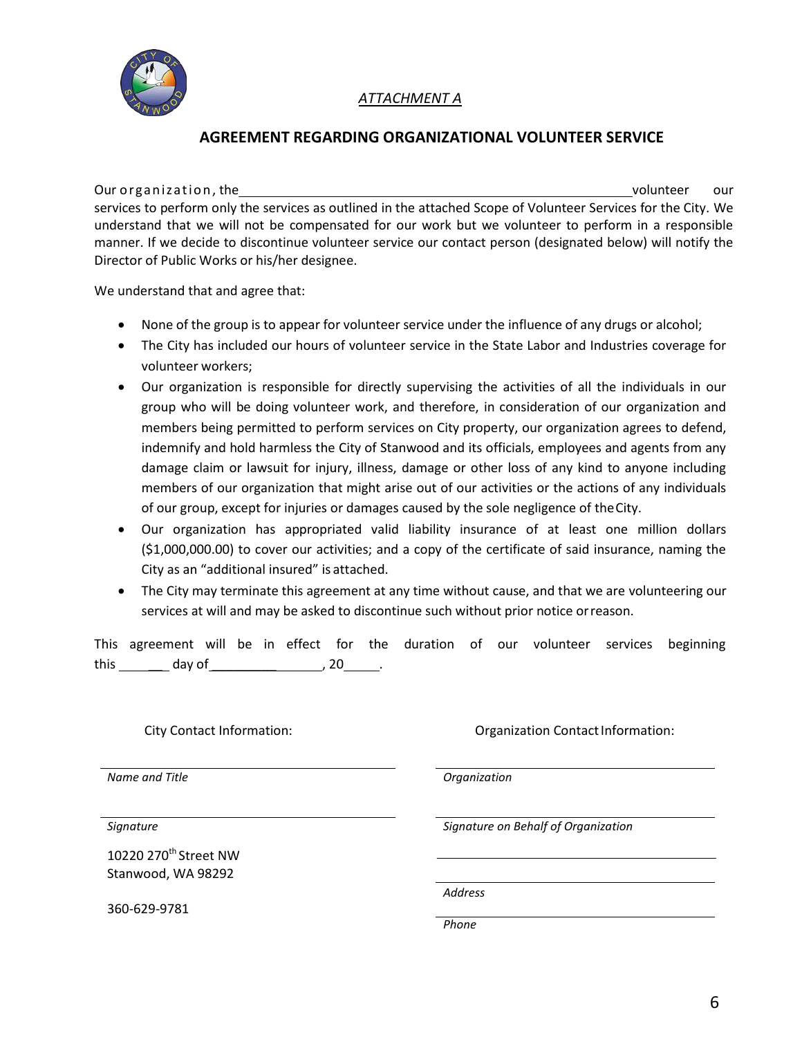*ATTACHMENT A*

## AGREEMENT REGARDING ORGANIZATIONAL VOLUNTEER SERVICE

Our organization, the ______________________________________________ volunteer our services to perform only the services as outlined in the attached Scope of Volunteer Services for the City. We understand that we will not be compensated for our work but we volunteer to perform in a responsible manner. If we decide to discontinue volunteer service our contact person (designated below) will notify the Director of Public Works or his/her designee.

We understand that and agree that:

- None of the group is to appear for volunteer service under the influence of any drugs or alcohol;
- The City has included our hours of volunteer service in the State Labor and Industries coverage for volunteer workers;
- Our organization is responsible for directly supervising the activities of all the individuals in our group who will be doing volunteer work, and therefore, in consideration of our organization and members being permitted to perform services on City property, our organization agrees to defend, indemnify and hold harmless the City of Stanwood and its officials, employees and agents from any damage claim or lawsuit for injury, illness, damage or other loss of any kind to anyone including members of our organization that might arise out of our activities or the actions of any individuals of our group, except for injuries or damages caused by the sole negligence of the City.
- Our organization has appropriated valid liability insurance of at least one million dollars ($1,000,000.00) to cover our activities; and a copy of the certificate of said insurance, naming the City as an "additional insured" is attached.
- The City may terminate this agreement at any time without cause, and that we are volunteering our services at will and may be asked to discontinue such without prior notice or reason.

This agreement will be in effect for the duration of our volunteer services beginning this ________ day of ________________, 20_____.

City Contact Information:

______________________________
*Name and Title*

______________________________
*Signature*

10220 270th Street NW
Stanwood, WA 98292

360-629-9781

Organization Contact Information:

______________________________
*Organization*

______________________________
*Signature on Behalf of Organization*

______________________________

______________________________
*Address*

______________________________
*Phone*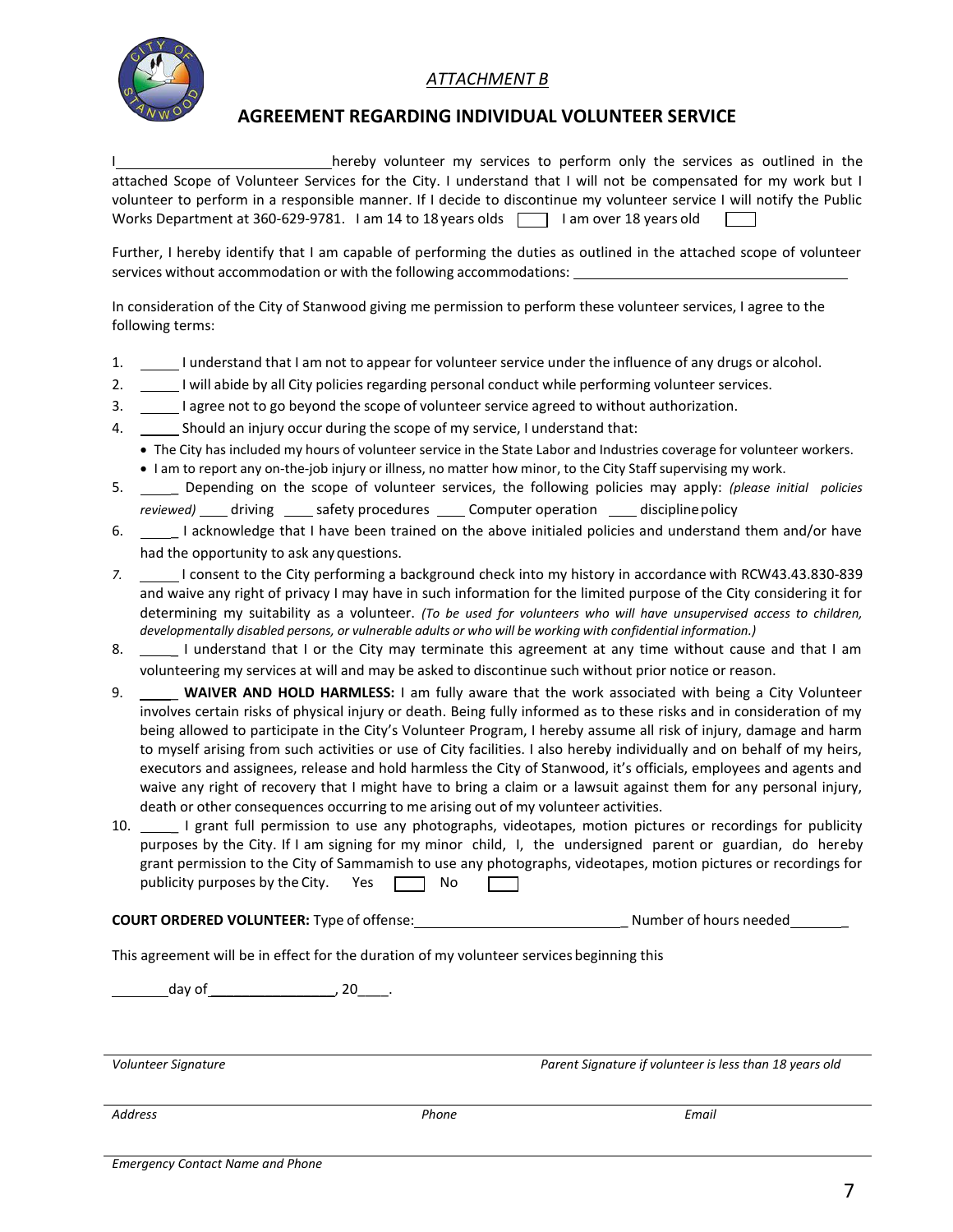*ATTACHMENT B*

## AGREEMENT REGARDING INDIVIDUAL VOLUNTEER SERVICE

I ____________________________ hereby volunteer my services to perform only the services as outlined in the attached Scope of Volunteer Services for the City. I understand that I will not be compensated for my work but I volunteer to perform in a responsible manner. If I decide to discontinue my volunteer service I will notify the Public Works Department at 360-629-9781. I am 14 to 18 years olds ☐ I am over 18 years old ☐

Further, I hereby identify that I am capable of performing the duties as outlined in the attached scope of volunteer services without accommodation or with the following accommodations: ______________________________

In consideration of the City of Stanwood giving me permission to perform these volunteer services, I agree to the following terms:

1. _____ I understand that I am not to appear for volunteer service under the influence of any drugs or alcohol.
2. _____ I will abide by all City policies regarding personal conduct while performing volunteer services.
3. _____ I agree not to go beyond the scope of volunteer service agreed to without authorization.
4. _____ Should an injury occur during the scope of my service, I understand that:
   - The City has included my hours of volunteer service in the State Labor and Industries coverage for volunteer workers.
   - I am to report any on-the-job injury or illness, no matter how minor, to the City Staff supervising my work.
5. _____ Depending on the scope of volunteer services, the following policies may apply: *(please initial policies reviewed)* ____ driving ____ safety procedures ____ Computer operation ____ discipline policy
6. _____ I acknowledge that I have been trained on the above initialed policies and understand them and/or have had the opportunity to ask any questions.
7. _____ I consent to the City performing a background check into my history in accordance with RCW43.43.830-839 and waive any right of privacy I may have in such information for the limited purpose of the City considering it for determining my suitability as a volunteer. *(To be used for volunteers who will have unsupervised access to children, developmentally disabled persons, or vulnerable adults or who will be working with confidential information.)*
8. _____ I understand that I or the City may terminate this agreement at any time without cause and that I am volunteering my services at will and may be asked to discontinue such without prior notice or reason.
9. _____ **WAIVER AND HOLD HARMLESS:** I am fully aware that the work associated with being a City Volunteer involves certain risks of physical injury or death. Being fully informed as to these risks and in consideration of my being allowed to participate in the City's Volunteer Program, I hereby assume all risk of injury, damage and harm to myself arising from such activities or use of City facilities. I also hereby individually and on behalf of my heirs, executors and assignees, release and hold harmless the City of Stanwood, it's officials, employees and agents and waive any right of recovery that I might have to bring a claim or a lawsuit against them for any personal injury, death or other consequences occurring to me arising out of my volunteer activities.
10. _____ I grant full permission to use any photographs, videotapes, motion pictures or recordings for publicity purposes by the City. If I am signing for my minor child, I, the undersigned parent or guardian, do hereby grant permission to the City of Sammamish to use any photographs, videotapes, motion pictures or recordings for publicity purposes by the City. Yes ☐ No ☐

**COURT ORDERED VOLUNTEER:** Type of offense: ____________________________ Number of hours needed ________

This agreement will be in effect for the duration of my volunteer services beginning this

________ day of ________________, 20____.

_______________________________ _______________________________
*Volunteer Signature* *Parent Signature if volunteer is less than 18 years old*

_______________________________ _______________ _______________
*Address* *Phone* *Email*

_______________________________
*Emergency Contact Name and Phone*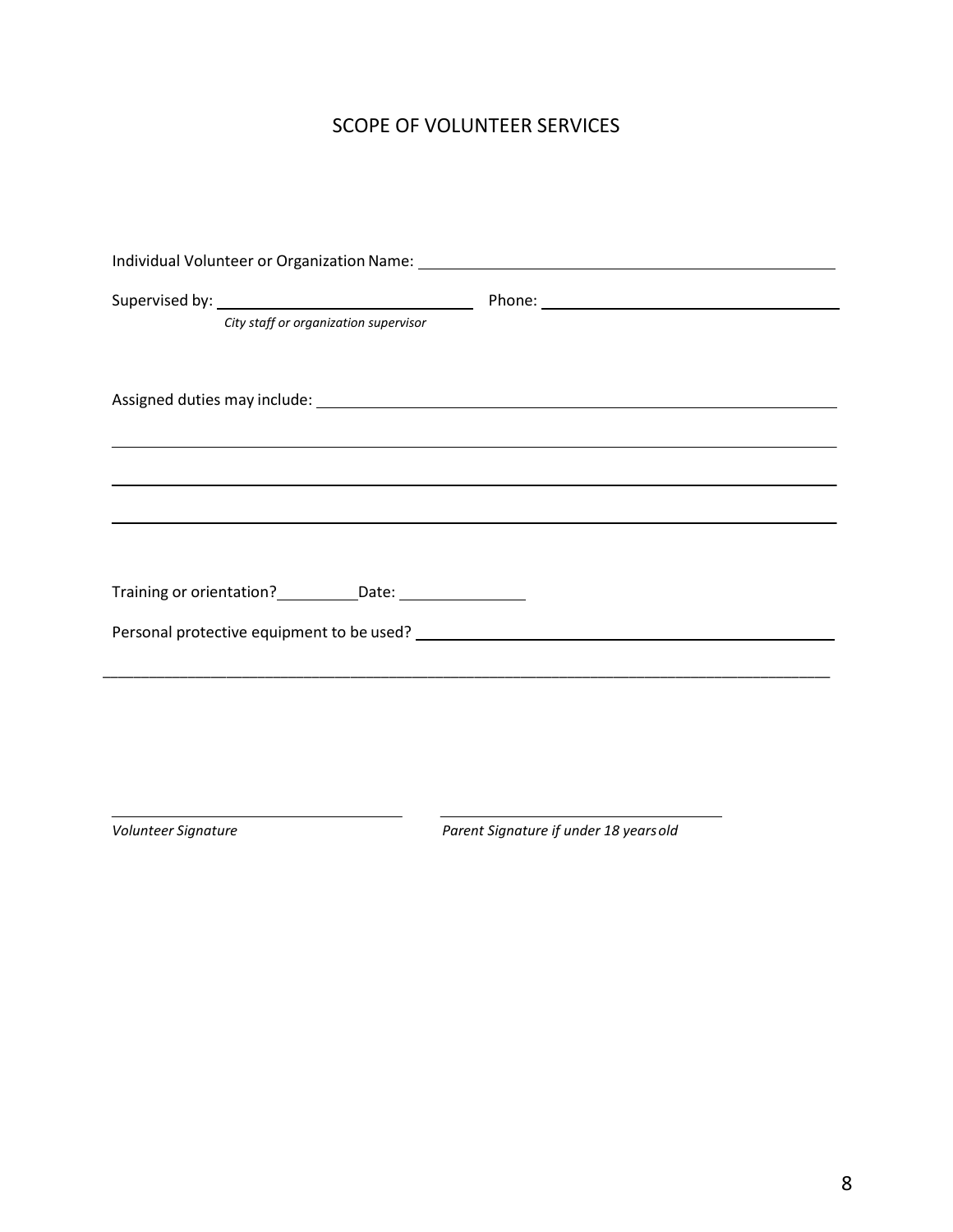# SCOPE OF VOLUNTEER SERVICES

Individual Volunteer or Organization Name: ______________________________________________

Supervised by: ____________________________ Phone: ____________________________________
*City staff or organization supervisor*

Assigned duties may include: _____________________________________________________

_____________________________________________________________________________

_____________________________________________________________________________

_____________________________________________________________________________

Training or orientation?__________Date: _______________

Personal protective equipment to be used? ___________________________________________

_____________________________________________________________________________

________________________________ ________________________________
*Volunteer Signature* *Parent Signature if under 18 years old*